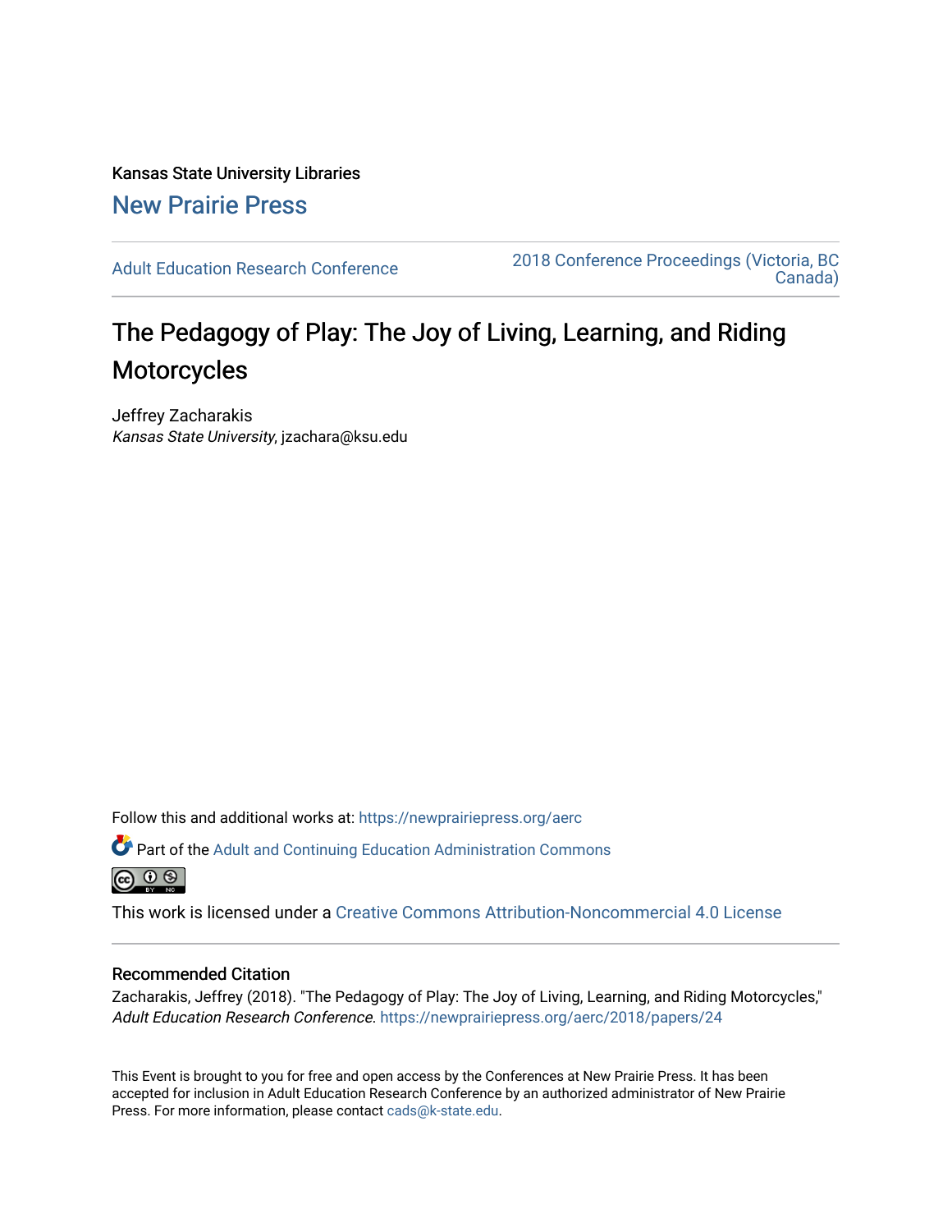Kansas State University Libraries

New Prairie Press

Adult Education Research Conference

2018 Conference Proceedings (Victoria, BC Canada)

# The Pedagogy of Play: The Joy of Living, Learning, and Riding Motorcycles

Jeffrey Zacharakis
*Kansas State University*, jzachara@ksu.edu

Follow this and additional works at: https://newprairiepress.org/aerc

Part of the Adult and Continuing Education Administration Commons

This work is licensed under a Creative Commons Attribution-Noncommercial 4.0 License

## Recommended Citation

Zacharakis, Jeffrey (2018). "The Pedagogy of Play: The Joy of Living, Learning, and Riding Motorcycles," *Adult Education Research Conference*. https://newprairiepress.org/aerc/2018/papers/24

This Event is brought to you for free and open access by the Conferences at New Prairie Press. It has been accepted for inclusion in Adult Education Research Conference by an authorized administrator of New Prairie Press. For more information, please contact cads@k-state.edu.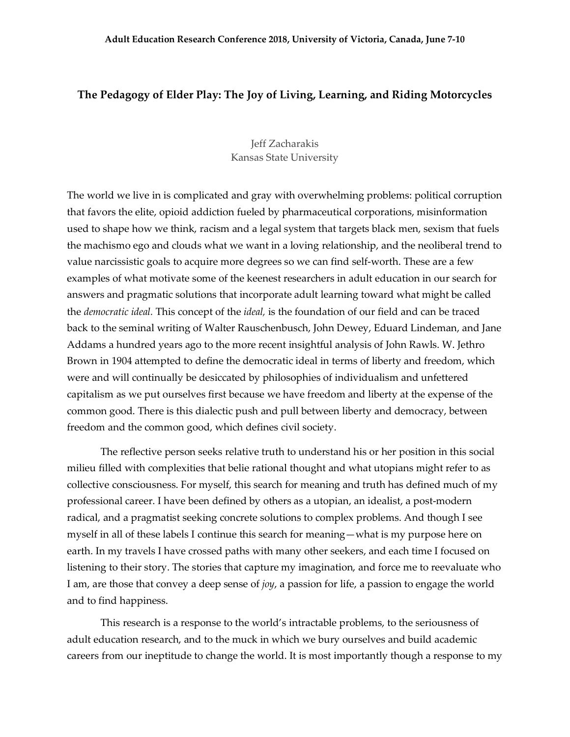# The Pedagogy of Elder Play: The Joy of Living, Learning, and Riding Motorcycles

Jeff Zacharakis
Kansas State University

The world we live in is complicated and gray with overwhelming problems: political corruption that favors the elite, opioid addiction fueled by pharmaceutical corporations, misinformation used to shape how we think, racism and a legal system that targets black men, sexism that fuels the machismo ego and clouds what we want in a loving relationship, and the neoliberal trend to value narcissistic goals to acquire more degrees so we can find self-worth. These are a few examples of what motivate some of the keenest researchers in adult education in our search for answers and pragmatic solutions that incorporate adult learning toward what might be called the *democratic ideal.* This concept of the *ideal,* is the foundation of our field and can be traced back to the seminal writing of Walter Rauschenbusch, John Dewey, Eduard Lindeman, and Jane Addams a hundred years ago to the more recent insightful analysis of John Rawls. W. Jethro Brown in 1904 attempted to define the democratic ideal in terms of liberty and freedom, which were and will continually be desiccated by philosophies of individualism and unfettered capitalism as we put ourselves first because we have freedom and liberty at the expense of the common good. There is this dialectic push and pull between liberty and democracy, between freedom and the common good, which defines civil society.

The reflective person seeks relative truth to understand his or her position in this social milieu filled with complexities that belie rational thought and what utopians might refer to as collective consciousness. For myself, this search for meaning and truth has defined much of my professional career. I have been defined by others as a utopian, an idealist, a post-modern radical, and a pragmatist seeking concrete solutions to complex problems. And though I see myself in all of these labels I continue this search for meaning—what is my purpose here on earth. In my travels I have crossed paths with many other seekers, and each time I focused on listening to their story. The stories that capture my imagination, and force me to reevaluate who I am, are those that convey a deep sense of *joy*, a passion for life, a passion to engage the world and to find happiness.

This research is a response to the world's intractable problems, to the seriousness of adult education research, and to the muck in which we bury ourselves and build academic careers from our ineptitude to change the world. It is most importantly though a response to my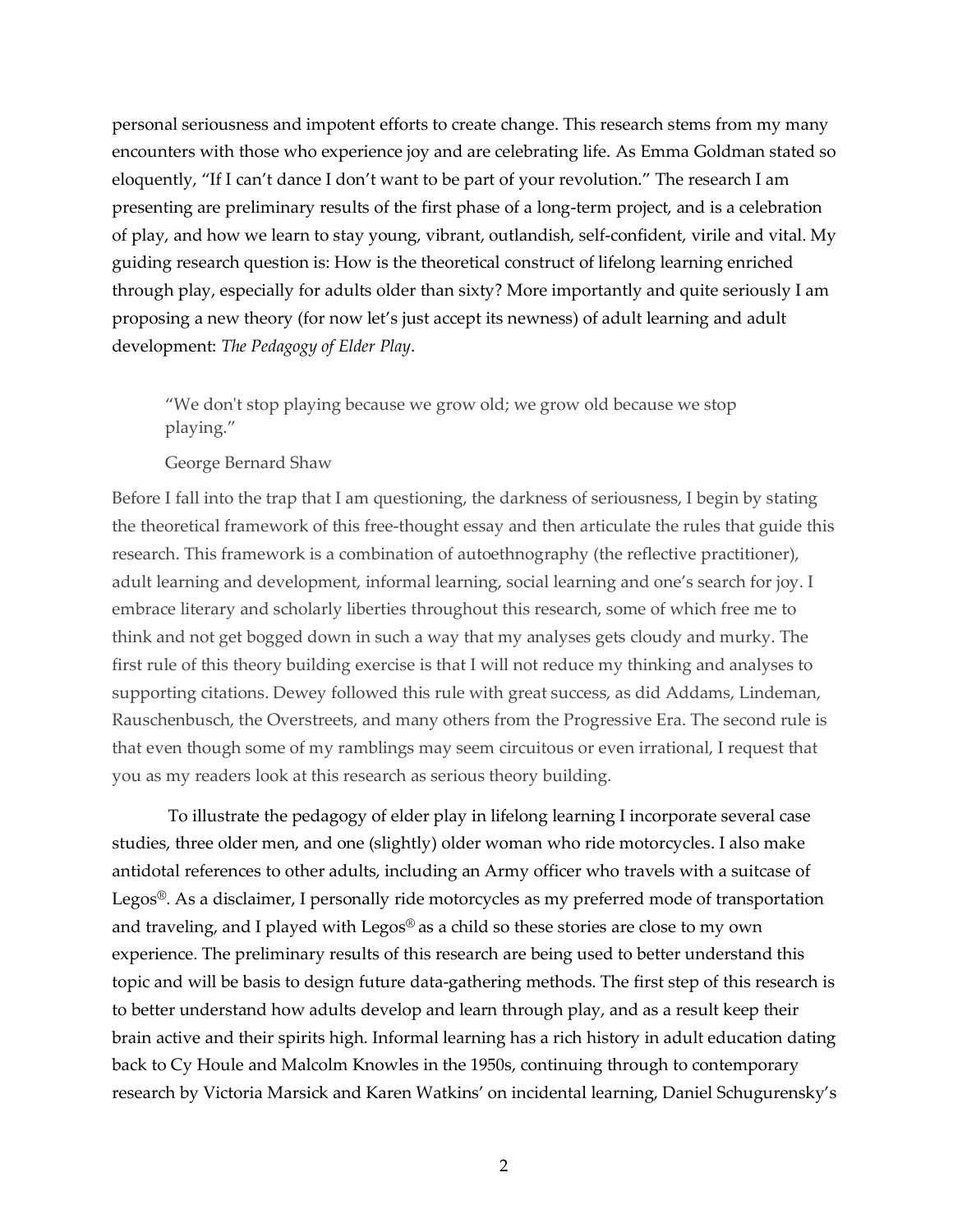personal seriousness and impotent efforts to create change. This research stems from my many encounters with those who experience joy and are celebrating life. As Emma Goldman stated so eloquently, "If I can't dance I don't want to be part of your revolution." The research I am presenting are preliminary results of the first phase of a long-term project, and is a celebration of play, and how we learn to stay young, vibrant, outlandish, self-confident, virile and vital. My guiding research question is: How is the theoretical construct of lifelong learning enriched through play, especially for adults older than sixty? More importantly and quite seriously I am proposing a new theory (for now let's just accept its newness) of adult learning and adult development: *The Pedagogy of Elder Play*.

> "We don't stop playing because we grow old; we grow old because we stop playing."
>
> George Bernard Shaw

Before I fall into the trap that I am questioning, the darkness of seriousness, I begin by stating the theoretical framework of this free-thought essay and then articulate the rules that guide this research. This framework is a combination of autoethnography (the reflective practitioner), adult learning and development, informal learning, social learning and one's search for joy. I embrace literary and scholarly liberties throughout this research, some of which free me to think and not get bogged down in such a way that my analyses gets cloudy and murky. The first rule of this theory building exercise is that I will not reduce my thinking and analyses to supporting citations. Dewey followed this rule with great success, as did Addams, Lindeman, Rauschenbusch, the Overstreets, and many others from the Progressive Era. The second rule is that even though some of my ramblings may seem circuitous or even irrational, I request that you as my readers look at this research as serious theory building.

To illustrate the pedagogy of elder play in lifelong learning I incorporate several case studies, three older men, and one (slightly) older woman who ride motorcycles. I also make antidotal references to other adults, including an Army officer who travels with a suitcase of Legos®. As a disclaimer, I personally ride motorcycles as my preferred mode of transportation and traveling, and I played with Legos® as a child so these stories are close to my own experience. The preliminary results of this research are being used to better understand this topic and will be basis to design future data-gathering methods. The first step of this research is to better understand how adults develop and learn through play, and as a result keep their brain active and their spirits high. Informal learning has a rich history in adult education dating back to Cy Houle and Malcolm Knowles in the 1950s, continuing through to contemporary research by Victoria Marsick and Karen Watkins' on incidental learning, Daniel Schugurensky's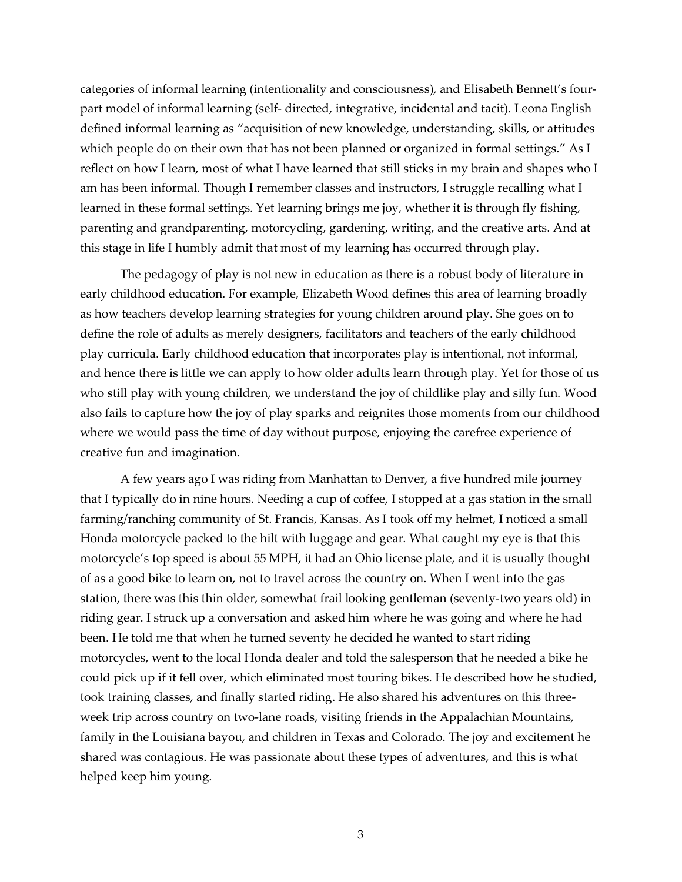categories of informal learning (intentionality and consciousness), and Elisabeth Bennett's four-part model of informal learning (self- directed, integrative, incidental and tacit). Leona English defined informal learning as "acquisition of new knowledge, understanding, skills, or attitudes which people do on their own that has not been planned or organized in formal settings." As I reflect on how I learn, most of what I have learned that still sticks in my brain and shapes who I am has been informal. Though I remember classes and instructors, I struggle recalling what I learned in these formal settings. Yet learning brings me joy, whether it is through fly fishing, parenting and grandparenting, motorcycling, gardening, writing, and the creative arts. And at this stage in life I humbly admit that most of my learning has occurred through play.

The pedagogy of play is not new in education as there is a robust body of literature in early childhood education. For example, Elizabeth Wood defines this area of learning broadly as how teachers develop learning strategies for young children around play. She goes on to define the role of adults as merely designers, facilitators and teachers of the early childhood play curricula. Early childhood education that incorporates play is intentional, not informal, and hence there is little we can apply to how older adults learn through play. Yet for those of us who still play with young children, we understand the joy of childlike play and silly fun. Wood also fails to capture how the joy of play sparks and reignites those moments from our childhood where we would pass the time of day without purpose, enjoying the carefree experience of creative fun and imagination.

A few years ago I was riding from Manhattan to Denver, a five hundred mile journey that I typically do in nine hours. Needing a cup of coffee, I stopped at a gas station in the small farming/ranching community of St. Francis, Kansas. As I took off my helmet, I noticed a small Honda motorcycle packed to the hilt with luggage and gear. What caught my eye is that this motorcycle's top speed is about 55 MPH, it had an Ohio license plate, and it is usually thought of as a good bike to learn on, not to travel across the country on. When I went into the gas station, there was this thin older, somewhat frail looking gentleman (seventy-two years old) in riding gear. I struck up a conversation and asked him where he was going and where he had been. He told me that when he turned seventy he decided he wanted to start riding motorcycles, went to the local Honda dealer and told the salesperson that he needed a bike he could pick up if it fell over, which eliminated most touring bikes. He described how he studied, took training classes, and finally started riding. He also shared his adventures on this three-week trip across country on two-lane roads, visiting friends in the Appalachian Mountains, family in the Louisiana bayou, and children in Texas and Colorado. The joy and excitement he shared was contagious. He was passionate about these types of adventures, and this is what helped keep him young.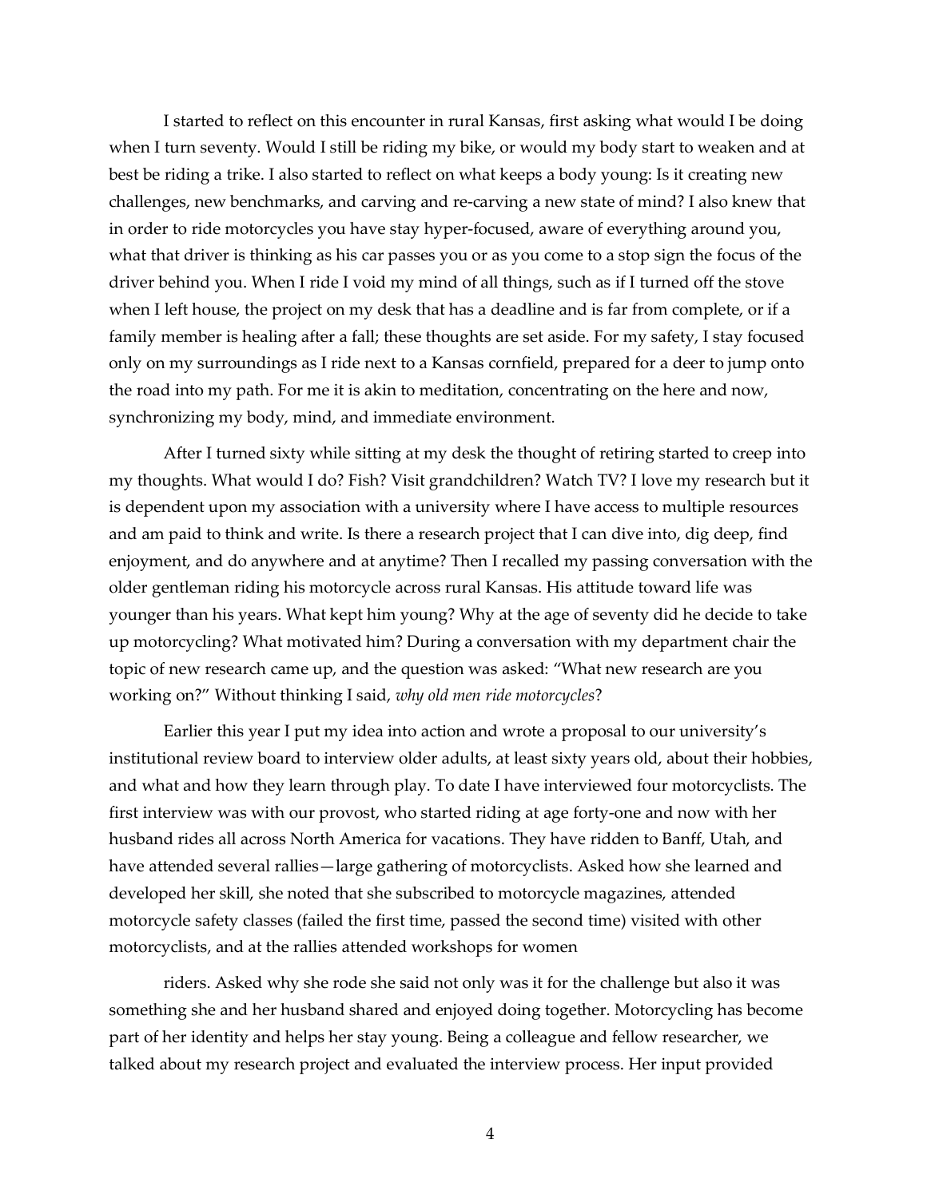I started to reflect on this encounter in rural Kansas, first asking what would I be doing when I turn seventy. Would I still be riding my bike, or would my body start to weaken and at best be riding a trike. I also started to reflect on what keeps a body young: Is it creating new challenges, new benchmarks, and carving and re-carving a new state of mind? I also knew that in order to ride motorcycles you have stay hyper-focused, aware of everything around you, what that driver is thinking as his car passes you or as you come to a stop sign the focus of the driver behind you. When I ride I void my mind of all things, such as if I turned off the stove when I left house, the project on my desk that has a deadline and is far from complete, or if a family member is healing after a fall; these thoughts are set aside. For my safety, I stay focused only on my surroundings as I ride next to a Kansas cornfield, prepared for a deer to jump onto the road into my path. For me it is akin to meditation, concentrating on the here and now, synchronizing my body, mind, and immediate environment.

After I turned sixty while sitting at my desk the thought of retiring started to creep into my thoughts. What would I do? Fish? Visit grandchildren? Watch TV? I love my research but it is dependent upon my association with a university where I have access to multiple resources and am paid to think and write. Is there a research project that I can dive into, dig deep, find enjoyment, and do anywhere and at anytime? Then I recalled my passing conversation with the older gentleman riding his motorcycle across rural Kansas. His attitude toward life was younger than his years. What kept him young? Why at the age of seventy did he decide to take up motorcycling? What motivated him? During a conversation with my department chair the topic of new research came up, and the question was asked: "What new research are you working on?" Without thinking I said, *why old men ride motorcycles*?

Earlier this year I put my idea into action and wrote a proposal to our university's institutional review board to interview older adults, at least sixty years old, about their hobbies, and what and how they learn through play. To date I have interviewed four motorcyclists. The first interview was with our provost, who started riding at age forty-one and now with her husband rides all across North America for vacations. They have ridden to Banff, Utah, and have attended several rallies—large gathering of motorcyclists. Asked how she learned and developed her skill, she noted that she subscribed to motorcycle magazines, attended motorcycle safety classes (failed the first time, passed the second time) visited with other motorcyclists, and at the rallies attended workshops for women riders. Asked why she rode she said not only was it for the challenge but also it was something she and her husband shared and enjoyed doing together. Motorcycling has become part of her identity and helps her stay young. Being a colleague and fellow researcher, we talked about my research project and evaluated the interview process. Her input provided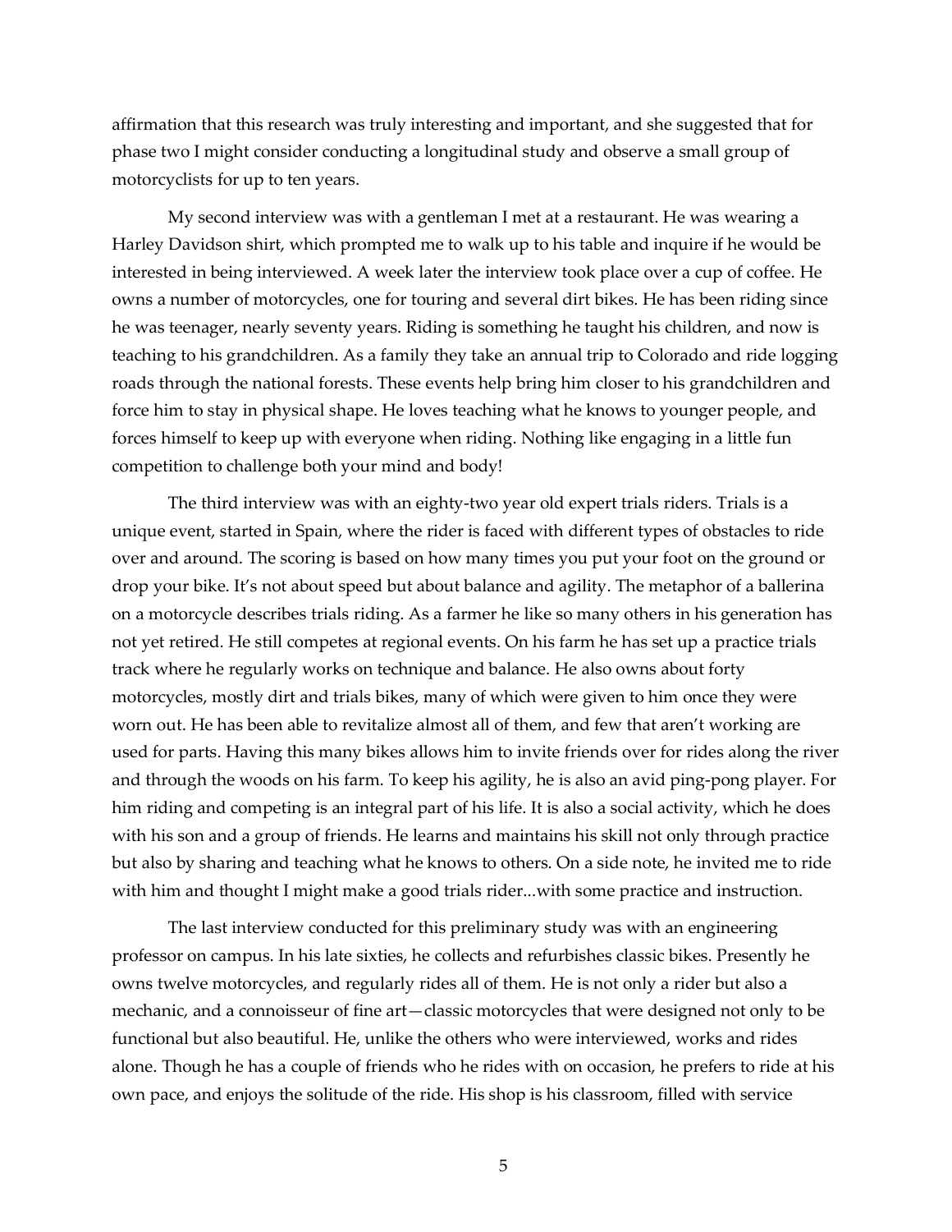affirmation that this research was truly interesting and important, and she suggested that for phase two I might consider conducting a longitudinal study and observe a small group of motorcyclists for up to ten years.

My second interview was with a gentleman I met at a restaurant. He was wearing a Harley Davidson shirt, which prompted me to walk up to his table and inquire if he would be interested in being interviewed. A week later the interview took place over a cup of coffee. He owns a number of motorcycles, one for touring and several dirt bikes. He has been riding since he was teenager, nearly seventy years. Riding is something he taught his children, and now is teaching to his grandchildren. As a family they take an annual trip to Colorado and ride logging roads through the national forests. These events help bring him closer to his grandchildren and force him to stay in physical shape. He loves teaching what he knows to younger people, and forces himself to keep up with everyone when riding. Nothing like engaging in a little fun competition to challenge both your mind and body!

The third interview was with an eighty-two year old expert trials riders. Trials is a unique event, started in Spain, where the rider is faced with different types of obstacles to ride over and around. The scoring is based on how many times you put your foot on the ground or drop your bike. It's not about speed but about balance and agility. The metaphor of a ballerina on a motorcycle describes trials riding. As a farmer he like so many others in his generation has not yet retired. He still competes at regional events. On his farm he has set up a practice trials track where he regularly works on technique and balance. He also owns about forty motorcycles, mostly dirt and trials bikes, many of which were given to him once they were worn out. He has been able to revitalize almost all of them, and few that aren't working are used for parts. Having this many bikes allows him to invite friends over for rides along the river and through the woods on his farm. To keep his agility, he is also an avid ping-pong player. For him riding and competing is an integral part of his life. It is also a social activity, which he does with his son and a group of friends. He learns and maintains his skill not only through practice but also by sharing and teaching what he knows to others. On a side note, he invited me to ride with him and thought I might make a good trials rider...with some practice and instruction.

The last interview conducted for this preliminary study was with an engineering professor on campus. In his late sixties, he collects and refurbishes classic bikes. Presently he owns twelve motorcycles, and regularly rides all of them. He is not only a rider but also a mechanic, and a connoisseur of fine art—classic motorcycles that were designed not only to be functional but also beautiful. He, unlike the others who were interviewed, works and rides alone. Though he has a couple of friends who he rides with on occasion, he prefers to ride at his own pace, and enjoys the solitude of the ride. His shop is his classroom, filled with service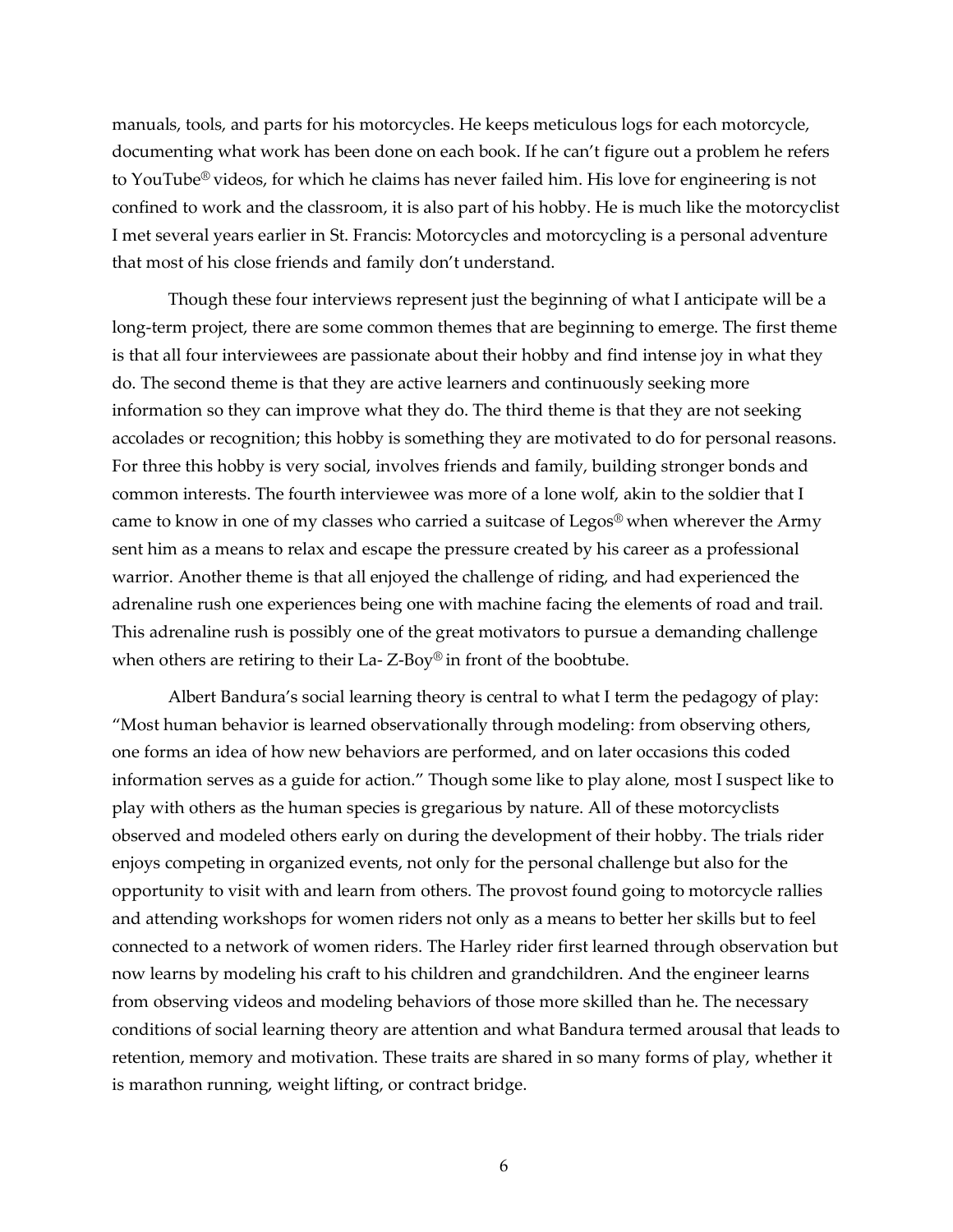manuals, tools, and parts for his motorcycles. He keeps meticulous logs for each motorcycle, documenting what work has been done on each book. If he can't figure out a problem he refers to YouTube® videos, for which he claims has never failed him. His love for engineering is not confined to work and the classroom, it is also part of his hobby. He is much like the motorcyclist I met several years earlier in St. Francis: Motorcycles and motorcycling is a personal adventure that most of his close friends and family don't understand.

Though these four interviews represent just the beginning of what I anticipate will be a long-term project, there are some common themes that are beginning to emerge. The first theme is that all four interviewees are passionate about their hobby and find intense joy in what they do. The second theme is that they are active learners and continuously seeking more information so they can improve what they do. The third theme is that they are not seeking accolades or recognition; this hobby is something they are motivated to do for personal reasons. For three this hobby is very social, involves friends and family, building stronger bonds and common interests. The fourth interviewee was more of a lone wolf, akin to the soldier that I came to know in one of my classes who carried a suitcase of Legos® when wherever the Army sent him as a means to relax and escape the pressure created by his career as a professional warrior. Another theme is that all enjoyed the challenge of riding, and had experienced the adrenaline rush one experiences being one with machine facing the elements of road and trail. This adrenaline rush is possibly one of the great motivators to pursue a demanding challenge when others are retiring to their La- Z-Boy® in front of the boobtube.

Albert Bandura's social learning theory is central to what I term the pedagogy of play: "Most human behavior is learned observationally through modeling: from observing others, one forms an idea of how new behaviors are performed, and on later occasions this coded information serves as a guide for action." Though some like to play alone, most I suspect like to play with others as the human species is gregarious by nature. All of these motorcyclists observed and modeled others early on during the development of their hobby. The trials rider enjoys competing in organized events, not only for the personal challenge but also for the opportunity to visit with and learn from others. The provost found going to motorcycle rallies and attending workshops for women riders not only as a means to better her skills but to feel connected to a network of women riders. The Harley rider first learned through observation but now learns by modeling his craft to his children and grandchildren. And the engineer learns from observing videos and modeling behaviors of those more skilled than he. The necessary conditions of social learning theory are attention and what Bandura termed arousal that leads to retention, memory and motivation. These traits are shared in so many forms of play, whether it is marathon running, weight lifting, or contract bridge.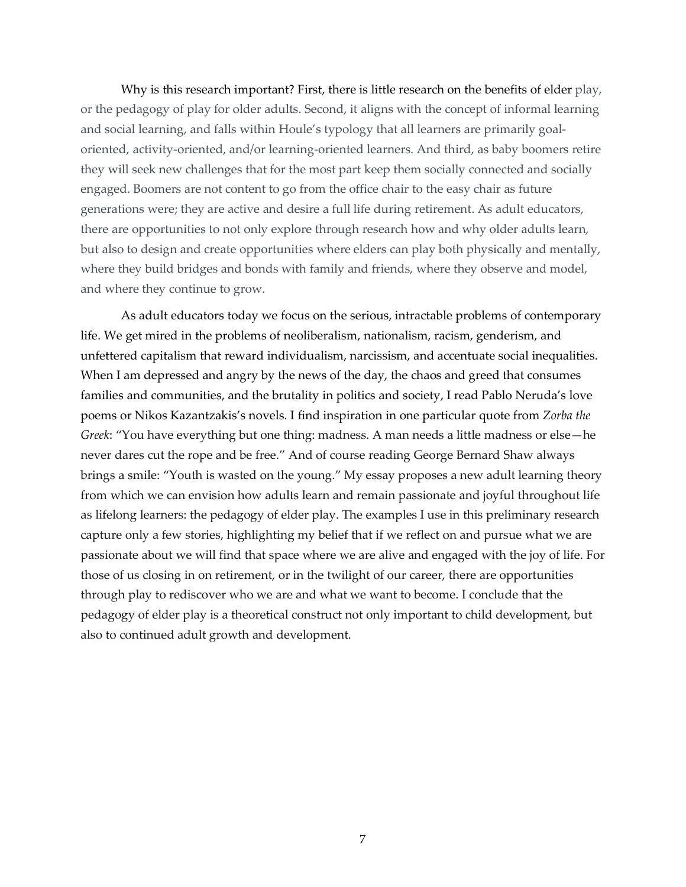Why is this research important? First, there is little research on the benefits of elder play, or the pedagogy of play for older adults. Second, it aligns with the concept of informal learning and social learning, and falls within Houle's typology that all learners are primarily goal-oriented, activity-oriented, and/or learning-oriented learners. And third, as baby boomers retire they will seek new challenges that for the most part keep them socially connected and socially engaged. Boomers are not content to go from the office chair to the easy chair as future generations were; they are active and desire a full life during retirement. As adult educators, there are opportunities to not only explore through research how and why older adults learn, but also to design and create opportunities where elders can play both physically and mentally, where they build bridges and bonds with family and friends, where they observe and model, and where they continue to grow.

As adult educators today we focus on the serious, intractable problems of contemporary life. We get mired in the problems of neoliberalism, nationalism, racism, genderism, and unfettered capitalism that reward individualism, narcissism, and accentuate social inequalities. When I am depressed and angry by the news of the day, the chaos and greed that consumes families and communities, and the brutality in politics and society, I read Pablo Neruda's love poems or Nikos Kazantzakis's novels. I find inspiration in one particular quote from *Zorba the Greek*: "You have everything but one thing: madness. A man needs a little madness or else—he never dares cut the rope and be free." And of course reading George Bernard Shaw always brings a smile: "Youth is wasted on the young." My essay proposes a new adult learning theory from which we can envision how adults learn and remain passionate and joyful throughout life as lifelong learners: the pedagogy of elder play. The examples I use in this preliminary research capture only a few stories, highlighting my belief that if we reflect on and pursue what we are passionate about we will find that space where we are alive and engaged with the joy of life. For those of us closing in on retirement, or in the twilight of our career, there are opportunities through play to rediscover who we are and what we want to become. I conclude that the pedagogy of elder play is a theoretical construct not only important to child development, but also to continued adult growth and development.